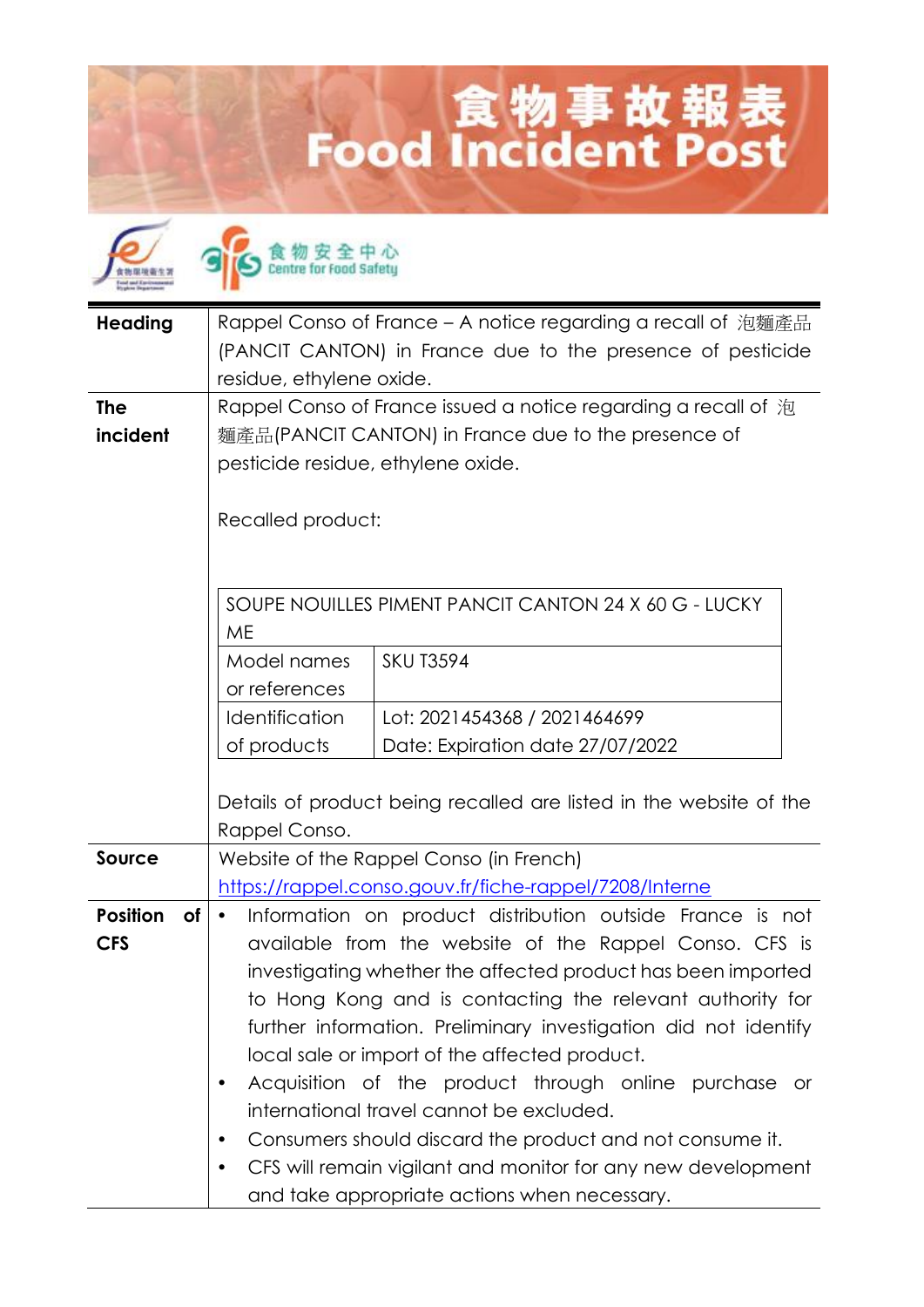# 食物事故報表
# Food Incident Post

食物安全中心
Centre for Food Safety

| | |
|---|---|
| **Heading** | Rappel Conso of France – A notice regarding a recall of 泡麵產品(PANCIT CANTON) in France due to the presence of pesticide residue, ethylene oxide. |
| **The incident** | Rappel Conso of France issued a notice regarding a recall of 泡麵產品(PANCIT CANTON) in France due to the presence of pesticide residue, ethylene oxide.<br><br>Recalled product:<br><br>SOUPE NOUILLES PIMENT PANCIT CANTON 24 X 60 G - LUCKY ME<br>Model names or references: SKU T3594<br>Identification of products: Lot: 2021454368 / 2021464699; Date: Expiration date 27/07/2022<br><br>Details of product being recalled are listed in the website of the Rappel Conso. |
| **Source** | Website of the Rappel Conso (in French)<br>https://rappel.conso.gouv.fr/fiche-rappel/7208/Interne |
| **Position of CFS** | • Information on product distribution outside France is not available from the website of the Rappel Conso. CFS is investigating whether the affected product has been imported to Hong Kong and is contacting the relevant authority for further information. Preliminary investigation did not identify local sale or import of the affected product.<br>• Acquisition of the product through online purchase or international travel cannot be excluded.<br>• Consumers should discard the product and not consume it.<br>• CFS will remain vigilant and monitor for any new development and take appropriate actions when necessary. |

| SOUPE NOUILLES PIMENT PANCIT CANTON 24 X 60 G - LUCKY ME | |
|---|---|
| Model names or references | SKU T3594 |
| Identification of products | Lot: 2021454368 / 2021464699<br>Date: Expiration date 27/07/2022 |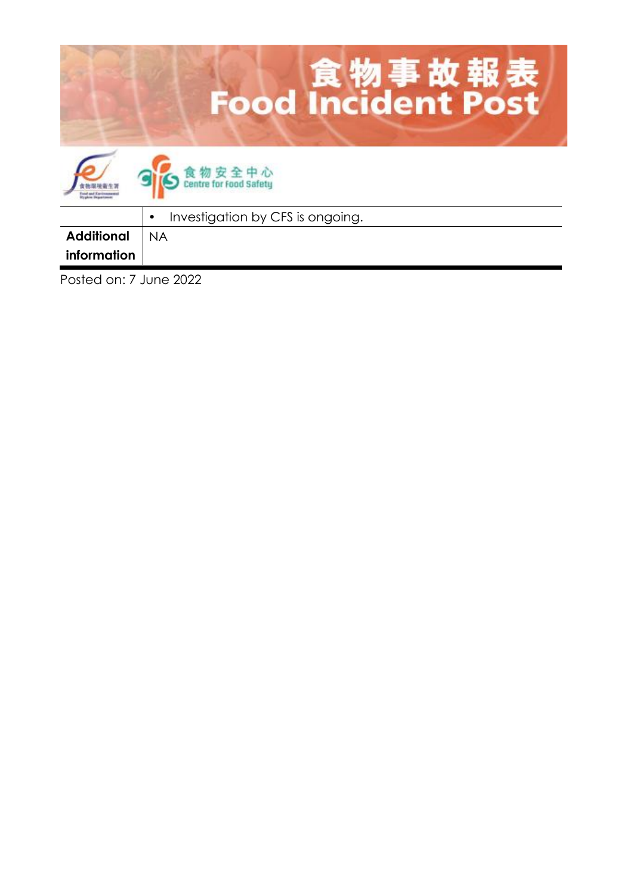| | |
|---|---|
| | • Investigation by CFS is ongoing. |
| **Additional information** | NA |

Posted on: 7 June 2022